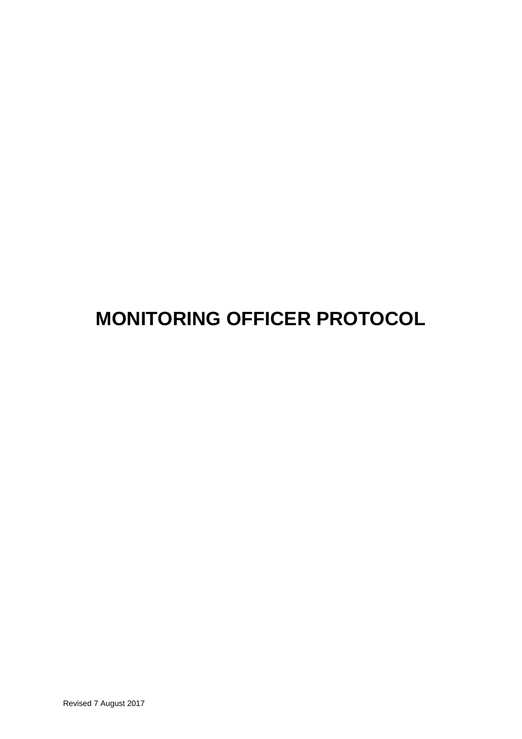# MONITORING OFFICER PROTOCOL

Revised 7 August 2017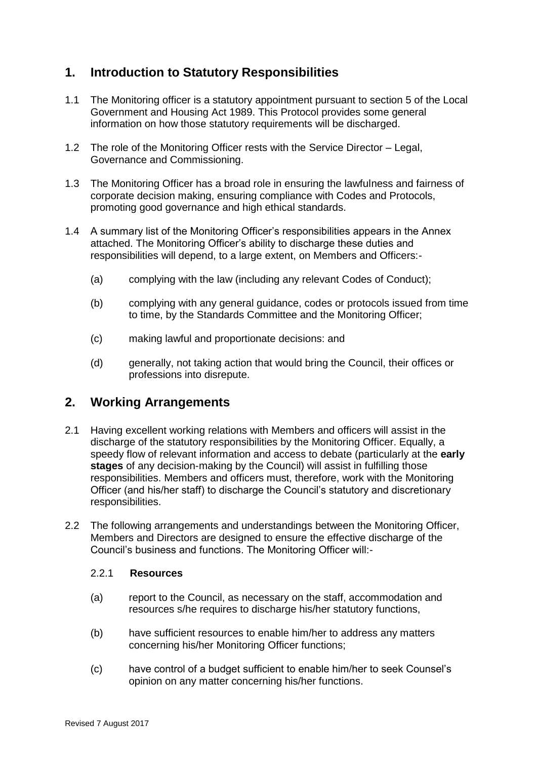## 1. Introduction to Statutory Responsibilities

1.1 The Monitoring officer is a statutory appointment pursuant to section 5 of the Local Government and Housing Act 1989. This Protocol provides some general information on how those statutory requirements will be discharged.

1.2 The role of the Monitoring Officer rests with the Service Director – Legal, Governance and Commissioning.

1.3 The Monitoring Officer has a broad role in ensuring the lawfulness and fairness of corporate decision making, ensuring compliance with Codes and Protocols, promoting good governance and high ethical standards.

1.4 A summary list of the Monitoring Officer's responsibilities appears in the Annex attached. The Monitoring Officer's ability to discharge these duties and responsibilities will depend, to a large extent, on Members and Officers:-

(a) complying with the law (including any relevant Codes of Conduct);

(b) complying with any general guidance, codes or protocols issued from time to time, by the Standards Committee and the Monitoring Officer;

(c) making lawful and proportionate decisions: and

(d) generally, not taking action that would bring the Council, their offices or professions into disrepute.

## 2. Working Arrangements

2.1 Having excellent working relations with Members and officers will assist in the discharge of the statutory responsibilities by the Monitoring Officer. Equally, a speedy flow of relevant information and access to debate (particularly at the **early stages** of any decision-making by the Council) will assist in fulfilling those responsibilities. Members and officers must, therefore, work with the Monitoring Officer (and his/her staff) to discharge the Council's statutory and discretionary responsibilities.

2.2 The following arrangements and understandings between the Monitoring Officer, Members and Directors are designed to ensure the effective discharge of the Council's business and functions. The Monitoring Officer will:-

2.2.1 **Resources**

(a) report to the Council, as necessary on the staff, accommodation and resources s/he requires to discharge his/her statutory functions,

(b) have sufficient resources to enable him/her to address any matters concerning his/her Monitoring Officer functions;

(c) have control of a budget sufficient to enable him/her to seek Counsel's opinion on any matter concerning his/her functions.

Revised 7 August 2017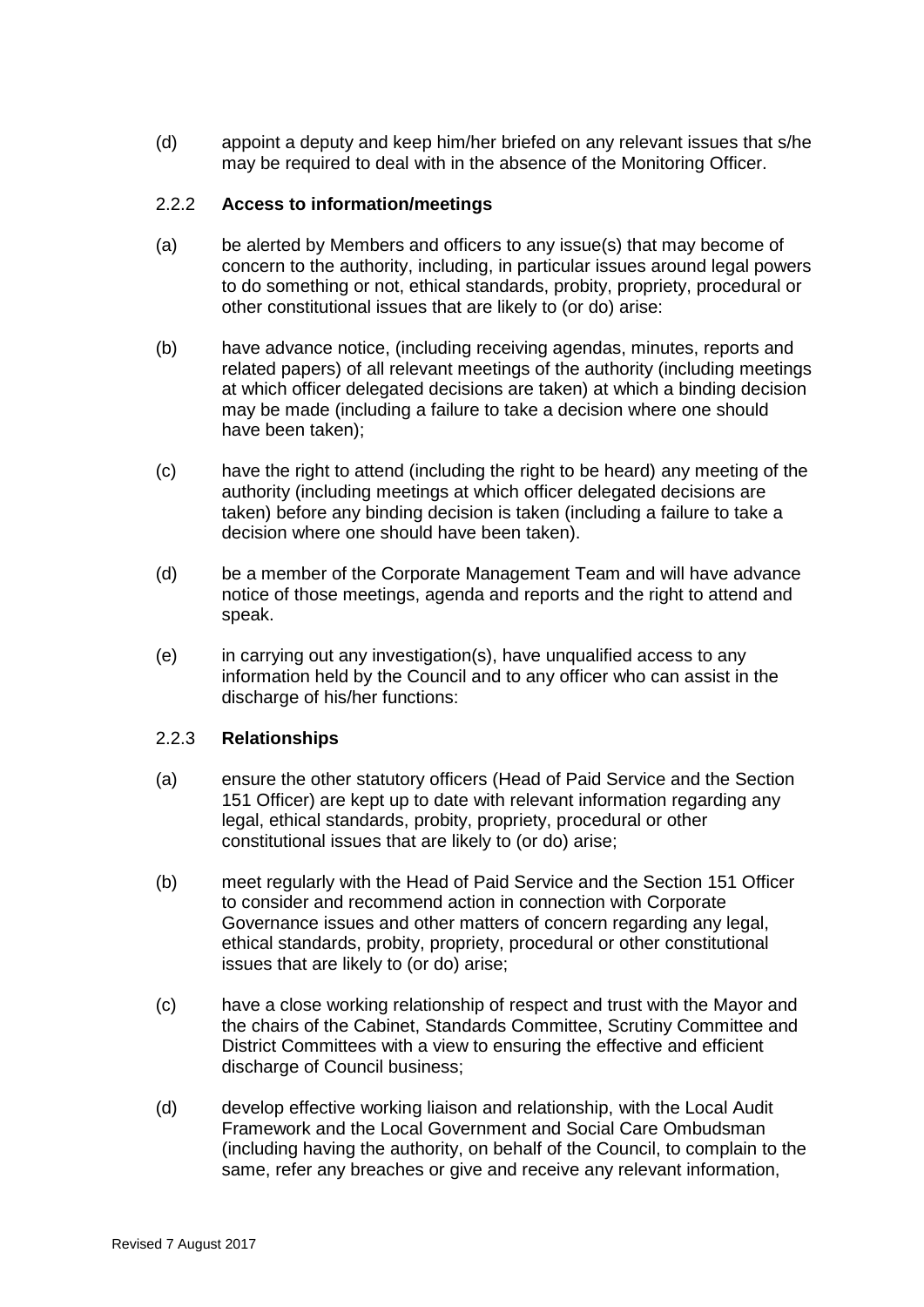(d) appoint a deputy and keep him/her briefed on any relevant issues that s/he may be required to deal with in the absence of the Monitoring Officer.

2.2.2 **Access to information/meetings**

(a) be alerted by Members and officers to any issue(s) that may become of concern to the authority, including, in particular issues around legal powers to do something or not, ethical standards, probity, propriety, procedural or other constitutional issues that are likely to (or do) arise:

(b) have advance notice, (including receiving agendas, minutes, reports and related papers) of all relevant meetings of the authority (including meetings at which officer delegated decisions are taken) at which a binding decision may be made (including a failure to take a decision where one should have been taken);

(c) have the right to attend (including the right to be heard) any meeting of the authority (including meetings at which officer delegated decisions are taken) before any binding decision is taken (including a failure to take a decision where one should have been taken).

(d) be a member of the Corporate Management Team and will have advance notice of those meetings, agenda and reports and the right to attend and speak.

(e) in carrying out any investigation(s), have unqualified access to any information held by the Council and to any officer who can assist in the discharge of his/her functions:

2.2.3 **Relationships**

(a) ensure the other statutory officers (Head of Paid Service and the Section 151 Officer) are kept up to date with relevant information regarding any legal, ethical standards, probity, propriety, procedural or other constitutional issues that are likely to (or do) arise;

(b) meet regularly with the Head of Paid Service and the Section 151 Officer to consider and recommend action in connection with Corporate Governance issues and other matters of concern regarding any legal, ethical standards, probity, propriety, procedural or other constitutional issues that are likely to (or do) arise;

(c) have a close working relationship of respect and trust with the Mayor and the chairs of the Cabinet, Standards Committee, Scrutiny Committee and District Committees with a view to ensuring the effective and efficient discharge of Council business;

(d) develop effective working liaison and relationship, with the Local Audit Framework and the Local Government and Social Care Ombudsman (including having the authority, on behalf of the Council, to complain to the same, refer any breaches or give and receive any relevant information,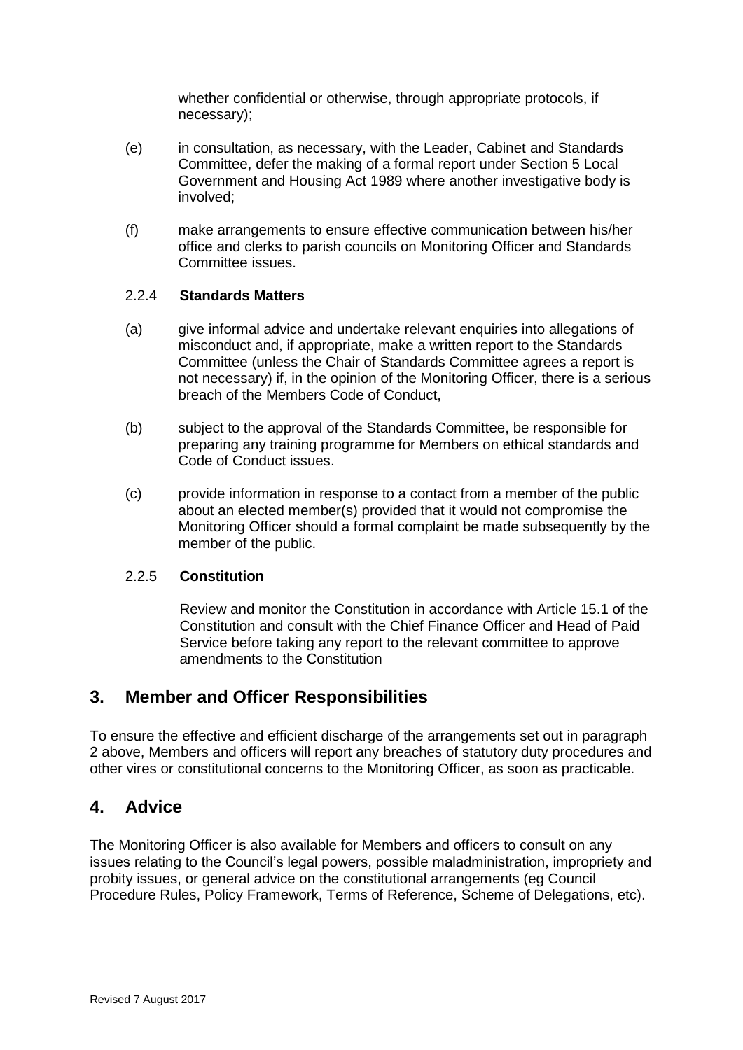whether confidential or otherwise, through appropriate protocols, if necessary);

(e) in consultation, as necessary, with the Leader, Cabinet and Standards Committee, defer the making of a formal report under Section 5 Local Government and Housing Act 1989 where another investigative body is involved;

(f) make arrangements to ensure effective communication between his/her office and clerks to parish councils on Monitoring Officer and Standards Committee issues.

#### 2.2.4 **Standards Matters**

(a) give informal advice and undertake relevant enquiries into allegations of misconduct and, if appropriate, make a written report to the Standards Committee (unless the Chair of Standards Committee agrees a report is not necessary) if, in the opinion of the Monitoring Officer, there is a serious breach of the Members Code of Conduct,

(b) subject to the approval of the Standards Committee, be responsible for preparing any training programme for Members on ethical standards and Code of Conduct issues.

(c) provide information in response to a contact from a member of the public about an elected member(s) provided that it would not compromise the Monitoring Officer should a formal complaint be made subsequently by the member of the public.

#### 2.2.5 **Constitution**

Review and monitor the Constitution in accordance with Article 15.1 of the Constitution and consult with the Chief Finance Officer and Head of Paid Service before taking any report to the relevant committee to approve amendments to the Constitution

## 3. Member and Officer Responsibilities

To ensure the effective and efficient discharge of the arrangements set out in paragraph 2 above, Members and officers will report any breaches of statutory duty procedures and other vires or constitutional concerns to the Monitoring Officer, as soon as practicable.

## 4. Advice

The Monitoring Officer is also available for Members and officers to consult on any issues relating to the Council's legal powers, possible maladministration, impropriety and probity issues, or general advice on the constitutional arrangements (eg Council Procedure Rules, Policy Framework, Terms of Reference, Scheme of Delegations, etc).

Revised 7 August 2017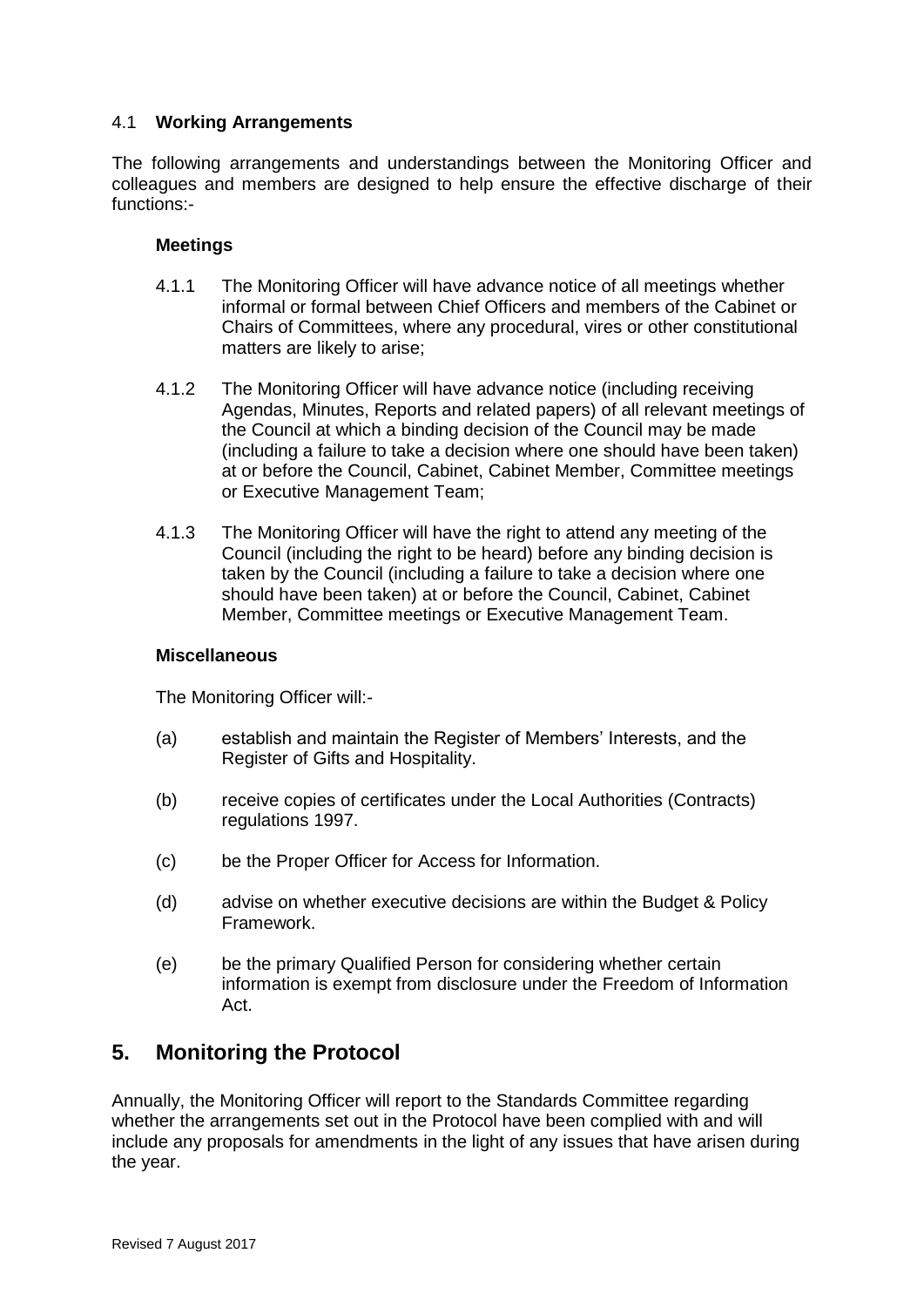### 4.1 **Working Arrangements**

The following arrangements and understandings between the Monitoring Officer and colleagues and members are designed to help ensure the effective discharge of their functions:-

**Meetings**

4.1.1 The Monitoring Officer will have advance notice of all meetings whether informal or formal between Chief Officers and members of the Cabinet or Chairs of Committees, where any procedural, vires or other constitutional matters are likely to arise;

4.1.2 The Monitoring Officer will have advance notice (including receiving Agendas, Minutes, Reports and related papers) of all relevant meetings of the Council at which a binding decision of the Council may be made (including a failure to take a decision where one should have been taken) at or before the Council, Cabinet, Cabinet Member, Committee meetings or Executive Management Team;

4.1.3 The Monitoring Officer will have the right to attend any meeting of the Council (including the right to be heard) before any binding decision is taken by the Council (including a failure to take a decision where one should have been taken) at or before the Council, Cabinet, Cabinet Member, Committee meetings or Executive Management Team.

**Miscellaneous**

The Monitoring Officer will:-

(a) establish and maintain the Register of Members' Interests, and the Register of Gifts and Hospitality.

(b) receive copies of certificates under the Local Authorities (Contracts) regulations 1997.

(c) be the Proper Officer for Access for Information.

(d) advise on whether executive decisions are within the Budget & Policy Framework.

(e) be the primary Qualified Person for considering whether certain information is exempt from disclosure under the Freedom of Information Act.

## 5. Monitoring the Protocol

Annually, the Monitoring Officer will report to the Standards Committee regarding whether the arrangements set out in the Protocol have been complied with and will include any proposals for amendments in the light of any issues that have arisen during the year.

Revised 7 August 2017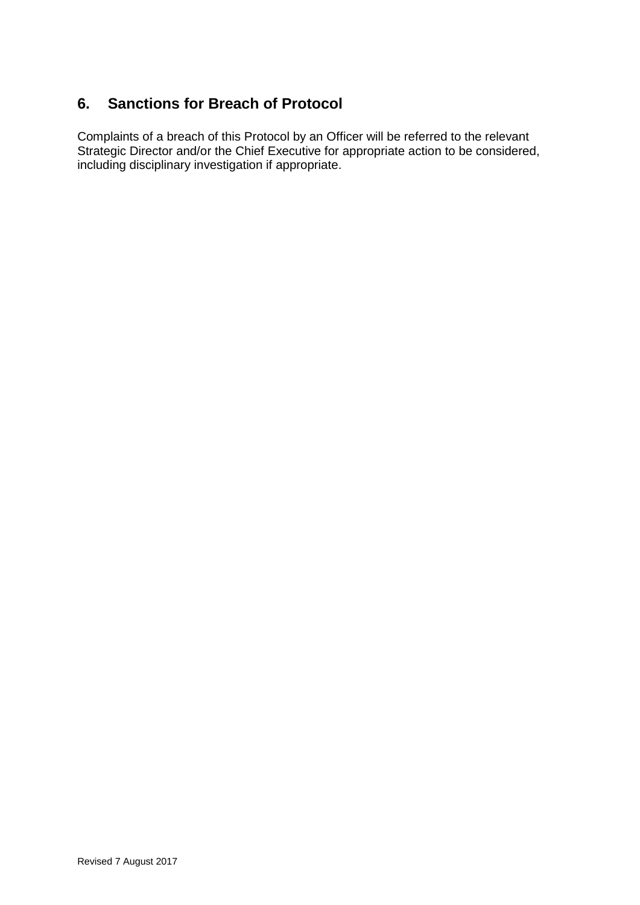## 6. Sanctions for Breach of Protocol

Complaints of a breach of this Protocol by an Officer will be referred to the relevant Strategic Director and/or the Chief Executive for appropriate action to be considered, including disciplinary investigation if appropriate.

Revised 7 August 2017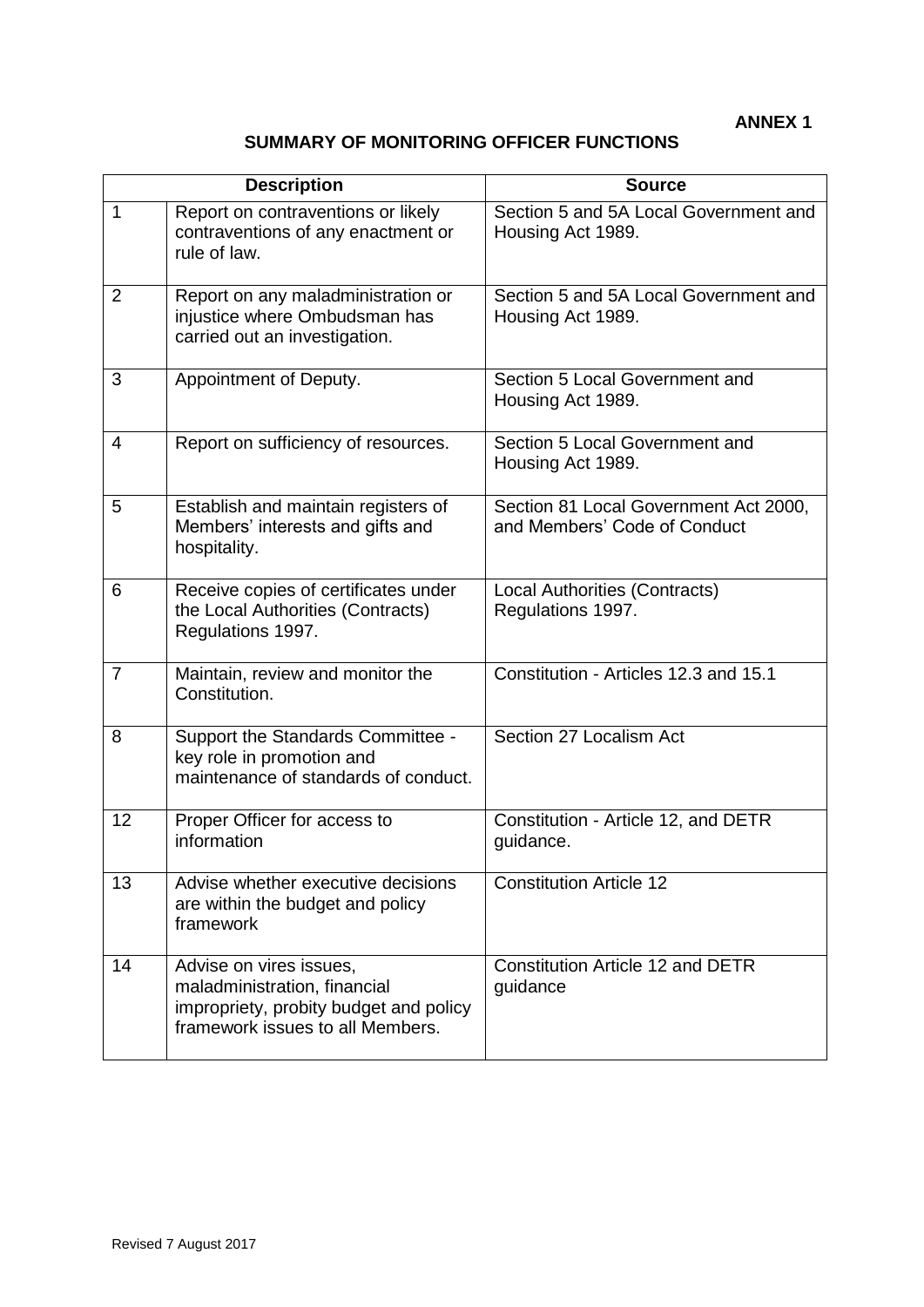**ANNEX 1**

## SUMMARY OF MONITORING OFFICER FUNCTIONS

| Description | | Source |
|---|---|---|
| 1 | Report on contraventions or likely contraventions of any enactment or rule of law. | Section 5 and 5A Local Government and Housing Act 1989. |
| 2 | Report on any maladministration or injustice where Ombudsman has carried out an investigation. | Section 5 and 5A Local Government and Housing Act 1989. |
| 3 | Appointment of Deputy. | Section 5 Local Government and Housing Act 1989. |
| 4 | Report on sufficiency of resources. | Section 5 Local Government and Housing Act 1989. |
| 5 | Establish and maintain registers of Members' interests and gifts and hospitality. | Section 81 Local Government Act 2000, and Members' Code of Conduct |
| 6 | Receive copies of certificates under the Local Authorities (Contracts) Regulations 1997. | Local Authorities (Contracts) Regulations 1997. |
| 7 | Maintain, review and monitor the Constitution. | Constitution - Articles 12.3 and 15.1 |
| 8 | Support the Standards Committee - key role in promotion and maintenance of standards of conduct. | Section 27 Localism Act |
| 12 | Proper Officer for access to information | Constitution - Article 12, and DETR guidance. |
| 13 | Advise whether executive decisions are within the budget and policy framework | Constitution Article 12 |
| 14 | Advise on vires issues, maladministration, financial impropriety, probity budget and policy framework issues to all Members. | Constitution Article 12 and DETR guidance |

Revised 7 August 2017